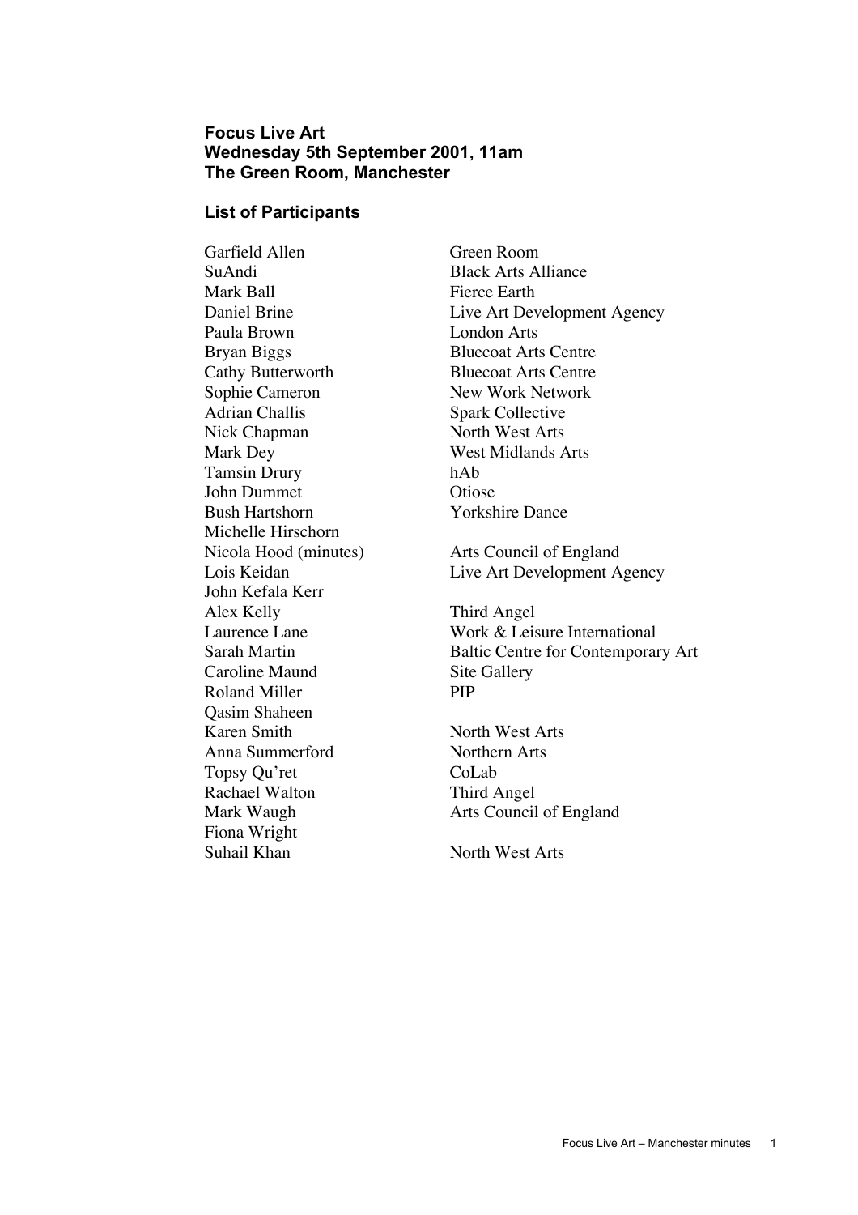**Focus Live Art**
**Wednesday 5th September 2001, 11am**
**The Green Room, Manchester**

## List of Participants

| | |
|---|---|
| Garfield Allen | Green Room |
| SuAndi | Black Arts Alliance |
| Mark Ball | Fierce Earth |
| Daniel Brine | Live Art Development Agency |
| Paula Brown | London Arts |
| Bryan Biggs | Bluecoat Arts Centre |
| Cathy Butterworth | Bluecoat Arts Centre |
| Sophie Cameron | New Work Network |
| Adrian Challis | Spark Collective |
| Nick Chapman | North West Arts |
| Mark Dey | West Midlands Arts |
| Tamsin Drury | hAb |
| John Dummet | Otiose |
| Bush Hartshorn | Yorkshire Dance |
| Michelle Hirschorn | |
| Nicola Hood (minutes) | Arts Council of England |
| Lois Keidan | Live Art Development Agency |
| John Kefala Kerr | |
| Alex Kelly | Third Angel |
| Laurence Lane | Work & Leisure International |
| Sarah Martin | Baltic Centre for Contemporary Art |
| Caroline Maund | Site Gallery |
| Roland Miller | PIP |
| Qasim Shaheen | |
| Karen Smith | North West Arts |
| Anna Summerford | Northern Arts |
| Topsy Qu'ret | CoLab |
| Rachael Walton | Third Angel |
| Mark Waugh | Arts Council of England |
| Fiona Wright | |
| Suhail Khan | North West Arts |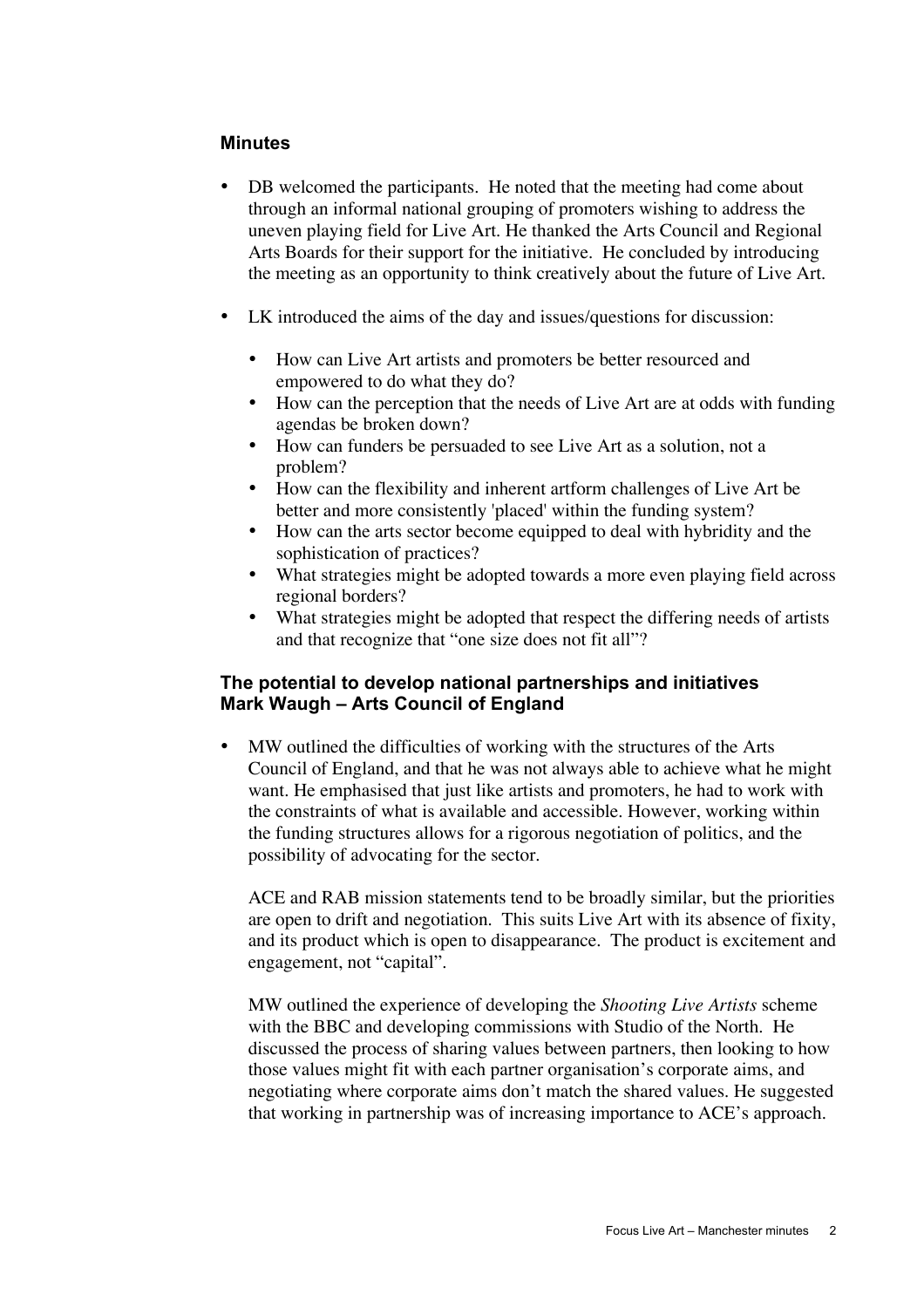## Minutes

- DB welcomed the participants. He noted that the meeting had come about through an informal national grouping of promoters wishing to address the uneven playing field for Live Art. He thanked the Arts Council and Regional Arts Boards for their support for the initiative. He concluded by introducing the meeting as an opportunity to think creatively about the future of Live Art.

- LK introduced the aims of the day and issues/questions for discussion:

  - How can Live Art artists and promoters be better resourced and empowered to do what they do?
  - How can the perception that the needs of Live Art are at odds with funding agendas be broken down?
  - How can funders be persuaded to see Live Art as a solution, not a problem?
  - How can the flexibility and inherent artform challenges of Live Art be better and more consistently 'placed' within the funding system?
  - How can the arts sector become equipped to deal with hybridity and the sophistication of practices?
  - What strategies might be adopted towards a more even playing field across regional borders?
  - What strategies might be adopted that respect the differing needs of artists and that recognize that "one size does not fit all"?

### The potential to develop national partnerships and initiatives
### Mark Waugh – Arts Council of England

- MW outlined the difficulties of working with the structures of the Arts Council of England, and that he was not always able to achieve what he might want. He emphasised that just like artists and promoters, he had to work with the constraints of what is available and accessible. However, working within the funding structures allows for a rigorous negotiation of politics, and the possibility of advocating for the sector.

  ACE and RAB mission statements tend to be broadly similar, but the priorities are open to drift and negotiation. This suits Live Art with its absence of fixity, and its product which is open to disappearance. The product is excitement and engagement, not "capital".

  MW outlined the experience of developing the *Shooting Live Artists* scheme with the BBC and developing commissions with Studio of the North. He discussed the process of sharing values between partners, then looking to how those values might fit with each partner organisation's corporate aims, and negotiating where corporate aims don't match the shared values. He suggested that working in partnership was of increasing importance to ACE's approach.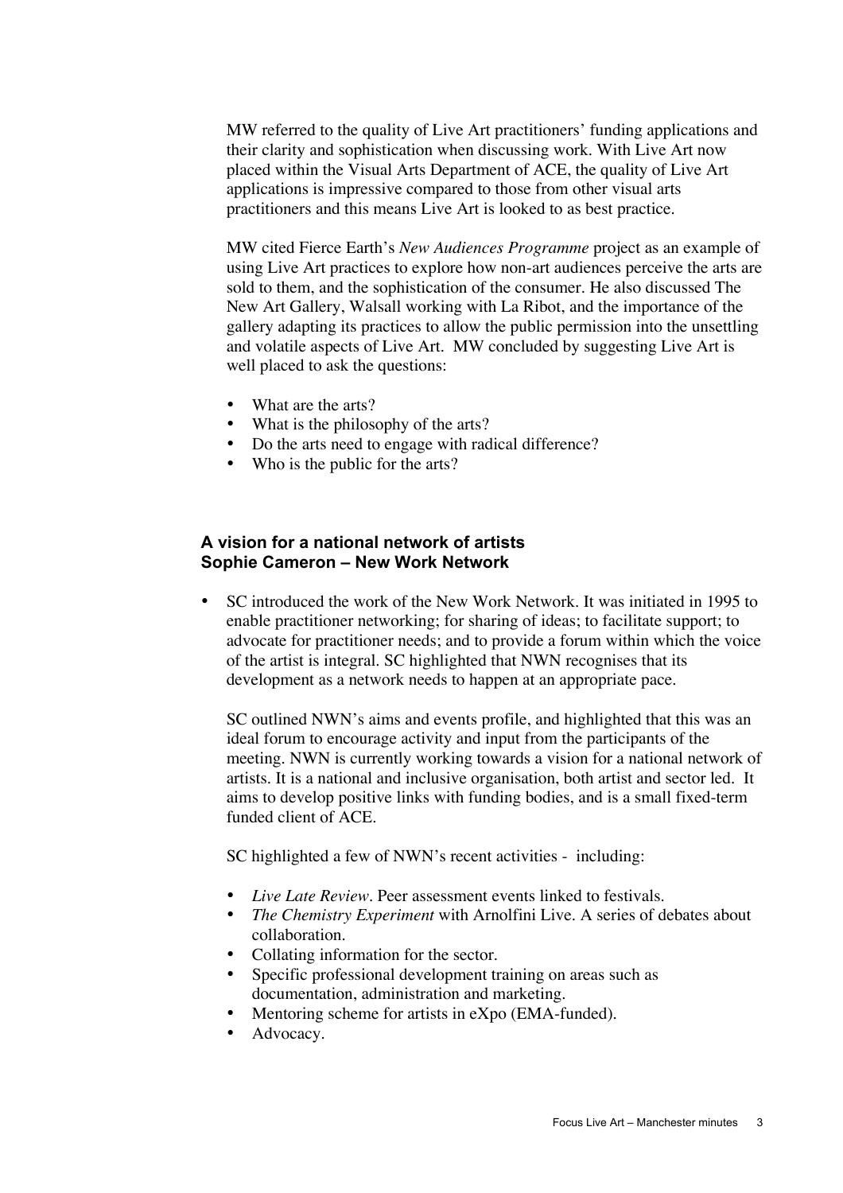MW referred to the quality of Live Art practitioners' funding applications and their clarity and sophistication when discussing work. With Live Art now placed within the Visual Arts Department of ACE, the quality of Live Art applications is impressive compared to those from other visual arts practitioners and this means Live Art is looked to as best practice.

MW cited Fierce Earth's *New Audiences Programme* project as an example of using Live Art practices to explore how non-art audiences perceive the arts are sold to them, and the sophistication of the consumer. He also discussed The New Art Gallery, Walsall working with La Ribot, and the importance of the gallery adapting its practices to allow the public permission into the unsettling and volatile aspects of Live Art. MW concluded by suggesting Live Art is well placed to ask the questions:

- What are the arts?
- What is the philosophy of the arts?
- Do the arts need to engage with radical difference?
- Who is the public for the arts?

### A vision for a national network of artists
### Sophie Cameron – New Work Network

- SC introduced the work of the New Work Network. It was initiated in 1995 to enable practitioner networking; for sharing of ideas; to facilitate support; to advocate for practitioner needs; and to provide a forum within which the voice of the artist is integral. SC highlighted that NWN recognises that its development as a network needs to happen at an appropriate pace.

  SC outlined NWN's aims and events profile, and highlighted that this was an ideal forum to encourage activity and input from the participants of the meeting. NWN is currently working towards a vision for a national network of artists. It is a national and inclusive organisation, both artist and sector led. It aims to develop positive links with funding bodies, and is a small fixed-term funded client of ACE.

  SC highlighted a few of NWN's recent activities - including:

  - *Live Late Review*. Peer assessment events linked to festivals.
  - *The Chemistry Experiment* with Arnolfini Live. A series of debates about collaboration.
  - Collating information for the sector.
  - Specific professional development training on areas such as documentation, administration and marketing.
  - Mentoring scheme for artists in eXpo (EMA-funded).
  - Advocacy.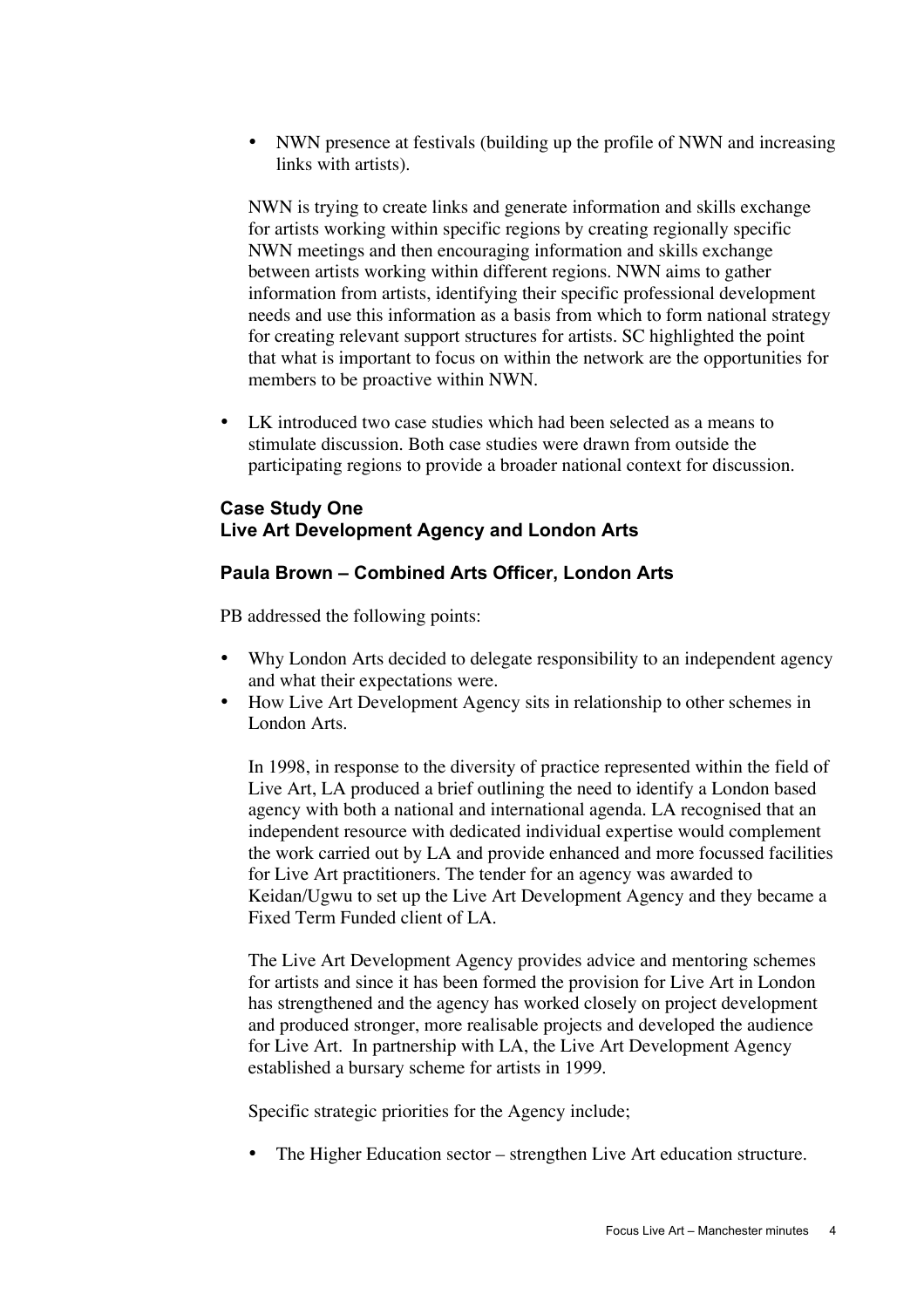- NWN presence at festivals (building up the profile of NWN and increasing links with artists).

  NWN is trying to create links and generate information and skills exchange for artists working within specific regions by creating regionally specific NWN meetings and then encouraging information and skills exchange between artists working within different regions. NWN aims to gather information from artists, identifying their specific professional development needs and use this information as a basis from which to form national strategy for creating relevant support structures for artists. SC highlighted the point that what is important to focus on within the network are the opportunities for members to be proactive within NWN.

- LK introduced two case studies which had been selected as a means to stimulate discussion. Both case studies were drawn from outside the participating regions to provide a broader national context for discussion.

### Case Study One
### Live Art Development Agency and London Arts

### Paula Brown – Combined Arts Officer, London Arts

PB addressed the following points:

- Why London Arts decided to delegate responsibility to an independent agency and what their expectations were.
- How Live Art Development Agency sits in relationship to other schemes in London Arts.

  In 1998, in response to the diversity of practice represented within the field of Live Art, LA produced a brief outlining the need to identify a London based agency with both a national and international agenda. LA recognised that an independent resource with dedicated individual expertise would complement the work carried out by LA and provide enhanced and more focussed facilities for Live Art practitioners. The tender for an agency was awarded to Keidan/Ugwu to set up the Live Art Development Agency and they became a Fixed Term Funded client of LA.

  The Live Art Development Agency provides advice and mentoring schemes for artists and since it has been formed the provision for Live Art in London has strengthened and the agency has worked closely on project development and produced stronger, more realisable projects and developed the audience for Live Art. In partnership with LA, the Live Art Development Agency established a bursary scheme for artists in 1999.

  Specific strategic priorities for the Agency include;

  - The Higher Education sector – strengthen Live Art education structure.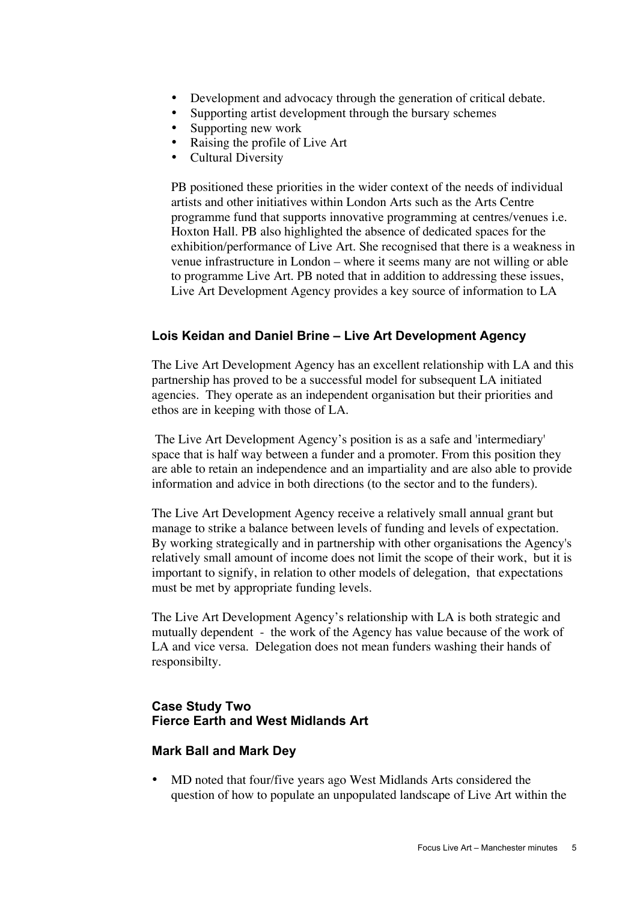- Development and advocacy through the generation of critical debate.
- Supporting artist development through the bursary schemes
- Supporting new work
- Raising the profile of Live Art
- Cultural Diversity

PB positioned these priorities in the wider context of the needs of individual artists and other initiatives within London Arts such as the Arts Centre programme fund that supports innovative programming at centres/venues i.e. Hoxton Hall. PB also highlighted the absence of dedicated spaces for the exhibition/performance of Live Art. She recognised that there is a weakness in venue infrastructure in London – where it seems many are not willing or able to programme Live Art. PB noted that in addition to addressing these issues, Live Art Development Agency provides a key source of information to LA

### Lois Keidan and Daniel Brine – Live Art Development Agency

The Live Art Development Agency has an excellent relationship with LA and this partnership has proved to be a successful model for subsequent LA initiated agencies. They operate as an independent organisation but their priorities and ethos are in keeping with those of LA.

The Live Art Development Agency's position is as a safe and 'intermediary' space that is half way between a funder and a promoter. From this position they are able to retain an independence and an impartiality and are also able to provide information and advice in both directions (to the sector and to the funders).

The Live Art Development Agency receive a relatively small annual grant but manage to strike a balance between levels of funding and levels of expectation. By working strategically and in partnership with other organisations the Agency's relatively small amount of income does not limit the scope of their work, but it is important to signify, in relation to other models of delegation, that expectations must be met by appropriate funding levels.

The Live Art Development Agency's relationship with LA is both strategic and mutually dependent - the work of the Agency has value because of the work of LA and vice versa. Delegation does not mean funders washing their hands of responsibilty.

### Case Study Two
### Fierce Earth and West Midlands Art

### Mark Ball and Mark Dey

- MD noted that four/five years ago West Midlands Arts considered the question of how to populate an unpopulated landscape of Live Art within the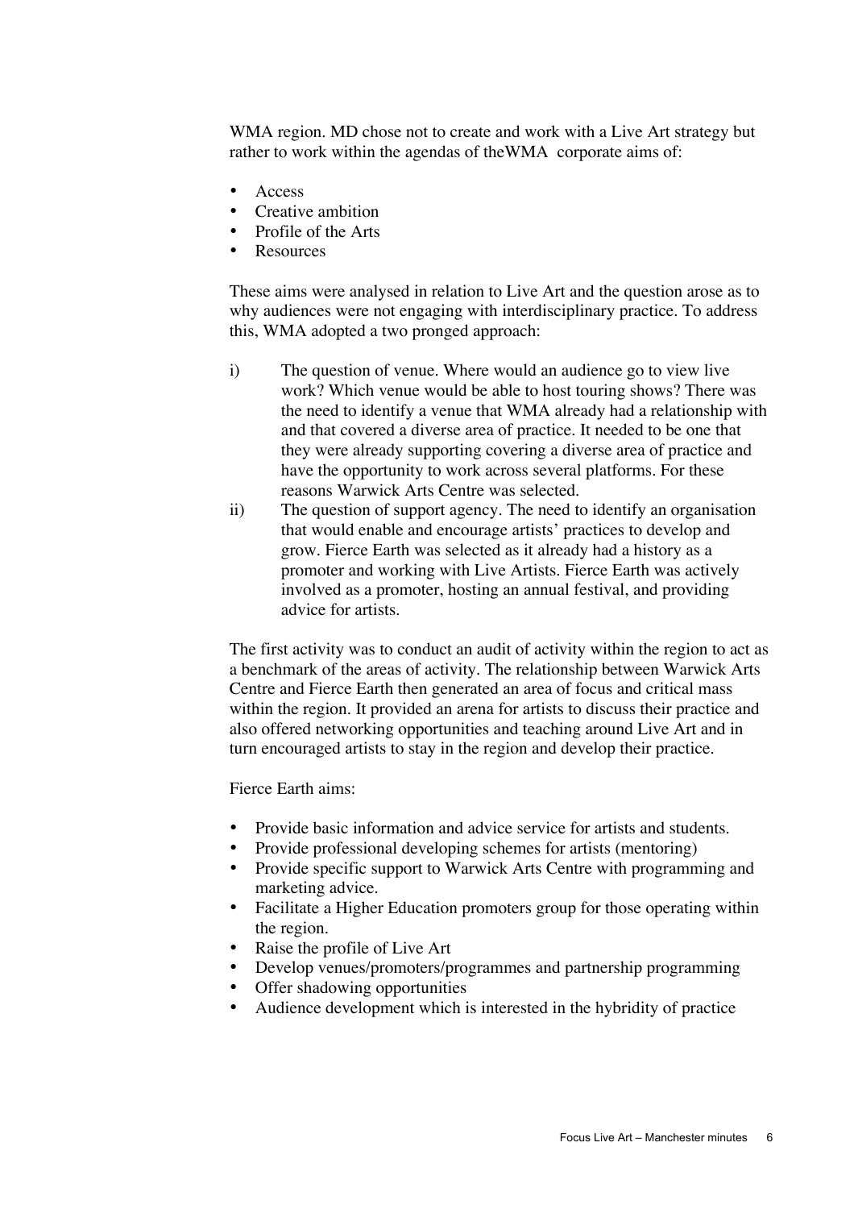WMA region. MD chose not to create and work with a Live Art strategy but rather to work within the agendas of theWMA corporate aims of:

- Access
- Creative ambition
- Profile of the Arts
- Resources

These aims were analysed in relation to Live Art and the question arose as to why audiences were not engaging with interdisciplinary practice. To address this, WMA adopted a two pronged approach:

i) The question of venue. Where would an audience go to view live work? Which venue would be able to host touring shows? There was the need to identify a venue that WMA already had a relationship with and that covered a diverse area of practice. It needed to be one that they were already supporting covering a diverse area of practice and have the opportunity to work across several platforms. For these reasons Warwick Arts Centre was selected.

ii) The question of support agency. The need to identify an organisation that would enable and encourage artists' practices to develop and grow. Fierce Earth was selected as it already had a history as a promoter and working with Live Artists. Fierce Earth was actively involved as a promoter, hosting an annual festival, and providing advice for artists.

The first activity was to conduct an audit of activity within the region to act as a benchmark of the areas of activity. The relationship between Warwick Arts Centre and Fierce Earth then generated an area of focus and critical mass within the region. It provided an arena for artists to discuss their practice and also offered networking opportunities and teaching around Live Art and in turn encouraged artists to stay in the region and develop their practice.

Fierce Earth aims:

- Provide basic information and advice service for artists and students.
- Provide professional developing schemes for artists (mentoring)
- Provide specific support to Warwick Arts Centre with programming and marketing advice.
- Facilitate a Higher Education promoters group for those operating within the region.
- Raise the profile of Live Art
- Develop venues/promoters/programmes and partnership programming
- Offer shadowing opportunities
- Audience development which is interested in the hybridity of practice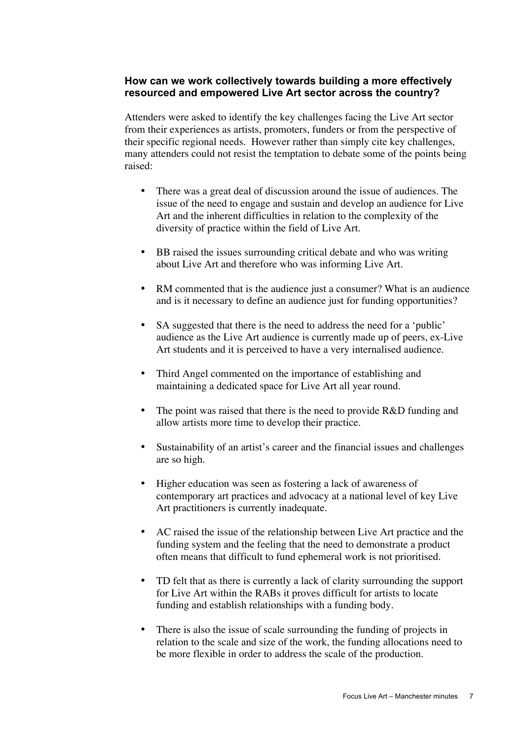### How can we work collectively towards building a more effectively resourced and empowered Live Art sector across the country?

Attenders were asked to identify the key challenges facing the Live Art sector from their experiences as artists, promoters, funders or from the perspective of their specific regional needs. However rather than simply cite key challenges, many attenders could not resist the temptation to debate some of the points being raised:

- There was a great deal of discussion around the issue of audiences. The issue of the need to engage and sustain and develop an audience for Live Art and the inherent difficulties in relation to the complexity of the diversity of practice within the field of Live Art.
- BB raised the issues surrounding critical debate and who was writing about Live Art and therefore who was informing Live Art.
- RM commented that is the audience just a consumer? What is an audience and is it necessary to define an audience just for funding opportunities?
- SA suggested that there is the need to address the need for a 'public' audience as the Live Art audience is currently made up of peers, ex-Live Art students and it is perceived to have a very internalised audience.
- Third Angel commented on the importance of establishing and maintaining a dedicated space for Live Art all year round.
- The point was raised that there is the need to provide R&D funding and allow artists more time to develop their practice.
- Sustainability of an artist's career and the financial issues and challenges are so high.
- Higher education was seen as fostering a lack of awareness of contemporary art practices and advocacy at a national level of key Live Art practitioners is currently inadequate.
- AC raised the issue of the relationship between Live Art practice and the funding system and the feeling that the need to demonstrate a product often means that difficult to fund ephemeral work is not prioritised.
- TD felt that as there is currently a lack of clarity surrounding the support for Live Art within the RABs it proves difficult for artists to locate funding and establish relationships with a funding body.
- There is also the issue of scale surrounding the funding of projects in relation to the scale and size of the work, the funding allocations need to be more flexible in order to address the scale of the production.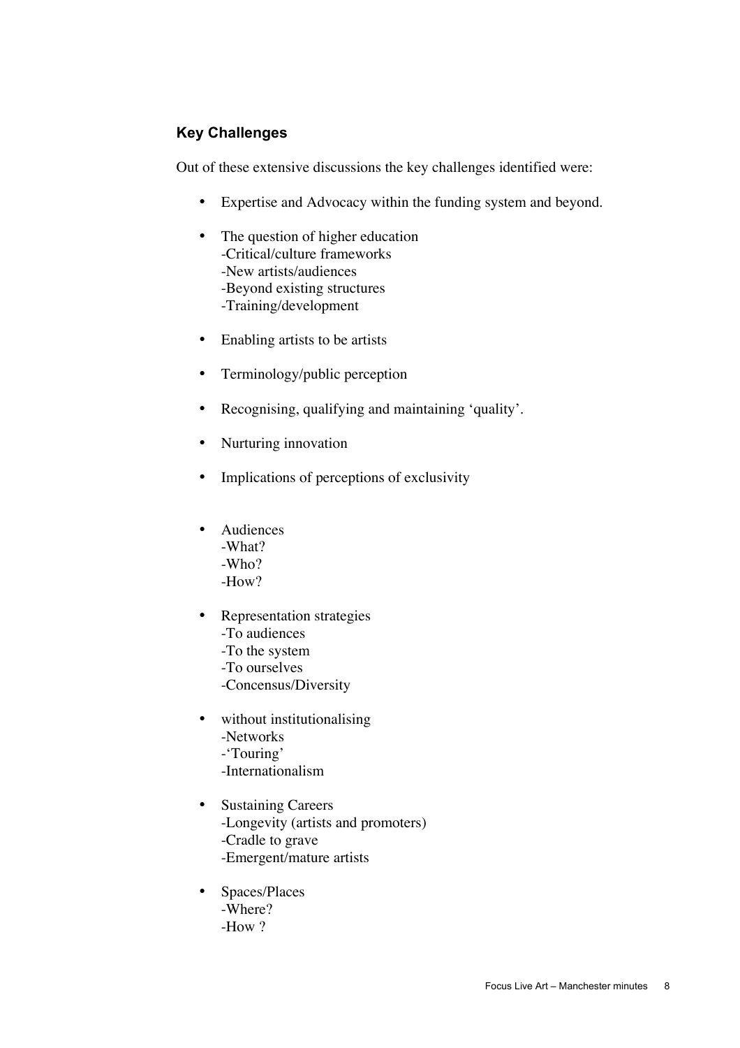### Key Challenges

Out of these extensive discussions the key challenges identified were:

- Expertise and Advocacy within the funding system and beyond.
- The question of higher education
  - -Critical/culture frameworks
  - -New artists/audiences
  - -Beyond existing structures
  - -Training/development
- Enabling artists to be artists
- Terminology/public perception
- Recognising, qualifying and maintaining 'quality'.
- Nurturing innovation
- Implications of perceptions of exclusivity
- Audiences
  - -What?
  - -Who?
  - -How?
- Representation strategies
  - -To audiences
  - -To the system
  - -To ourselves
  - -Concensus/Diversity
- without institutionalising
  - -Networks
  - -'Touring'
  - -Internationalism
- Sustaining Careers
  - -Longevity (artists and promoters)
  - -Cradle to grave
  - -Emergent/mature artists
- Spaces/Places
  - -Where?
  - -How ?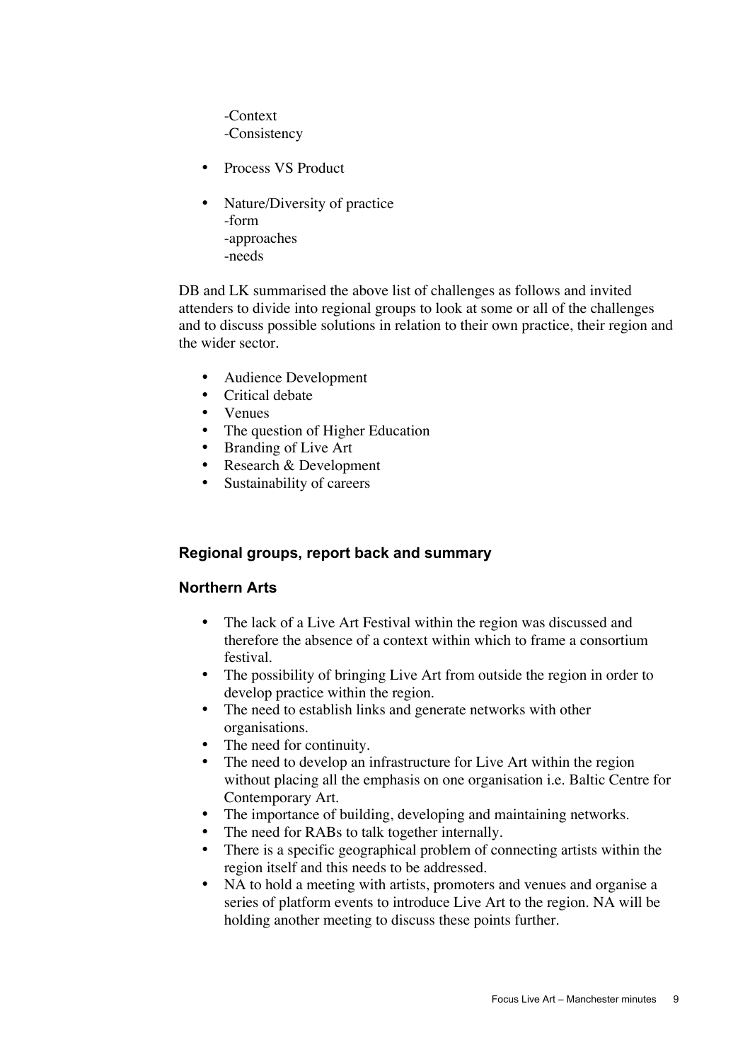-Context
-Consistency

- Process VS Product

- Nature/Diversity of practice
  -form
  -approaches
  -needs

DB and LK summarised the above list of challenges as follows and invited attenders to divide into regional groups to look at some or all of the challenges and to discuss possible solutions in relation to their own practice, their region and the wider sector.

- Audience Development
- Critical debate
- Venues
- The question of Higher Education
- Branding of Live Art
- Research & Development
- Sustainability of careers

### Regional groups, report back and summary

### Northern Arts

- The lack of a Live Art Festival within the region was discussed and therefore the absence of a context within which to frame a consortium festival.
- The possibility of bringing Live Art from outside the region in order to develop practice within the region.
- The need to establish links and generate networks with other organisations.
- The need for continuity.
- The need to develop an infrastructure for Live Art within the region without placing all the emphasis on one organisation i.e. Baltic Centre for Contemporary Art.
- The importance of building, developing and maintaining networks.
- The need for RABs to talk together internally.
- There is a specific geographical problem of connecting artists within the region itself and this needs to be addressed.
- NA to hold a meeting with artists, promoters and venues and organise a series of platform events to introduce Live Art to the region. NA will be holding another meeting to discuss these points further.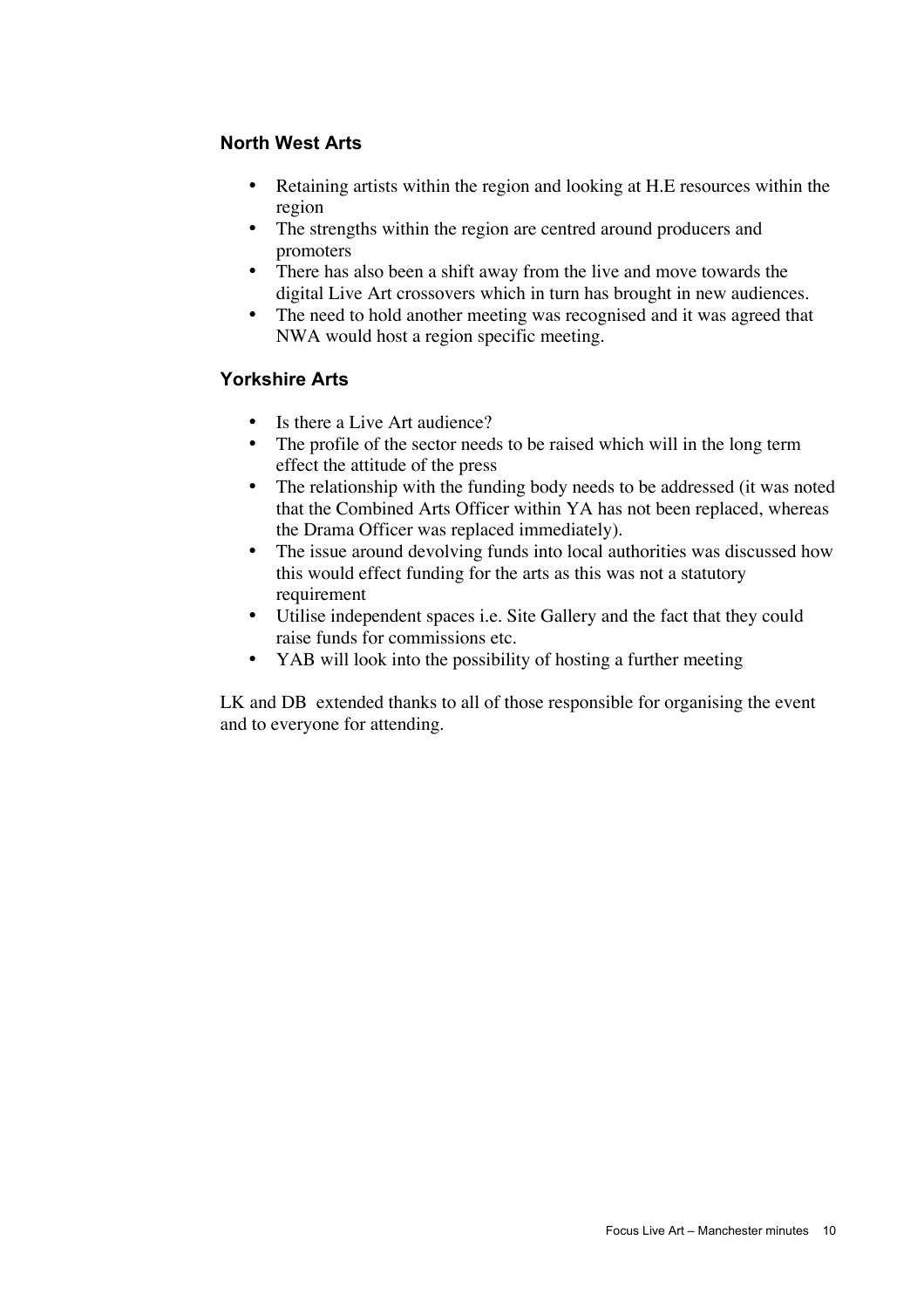### North West Arts

- Retaining artists within the region and looking at H.E resources within the region
- The strengths within the region are centred around producers and promoters
- There has also been a shift away from the live and move towards the digital Live Art crossovers which in turn has brought in new audiences.
- The need to hold another meeting was recognised and it was agreed that NWA would host a region specific meeting.

### Yorkshire Arts

- Is there a Live Art audience?
- The profile of the sector needs to be raised which will in the long term effect the attitude of the press
- The relationship with the funding body needs to be addressed (it was noted that the Combined Arts Officer within YA has not been replaced, whereas the Drama Officer was replaced immediately).
- The issue around devolving funds into local authorities was discussed how this would effect funding for the arts as this was not a statutory requirement
- Utilise independent spaces i.e. Site Gallery and the fact that they could raise funds for commissions etc.
- YAB will look into the possibility of hosting a further meeting

LK and DB extended thanks to all of those responsible for organising the event and to everyone for attending.